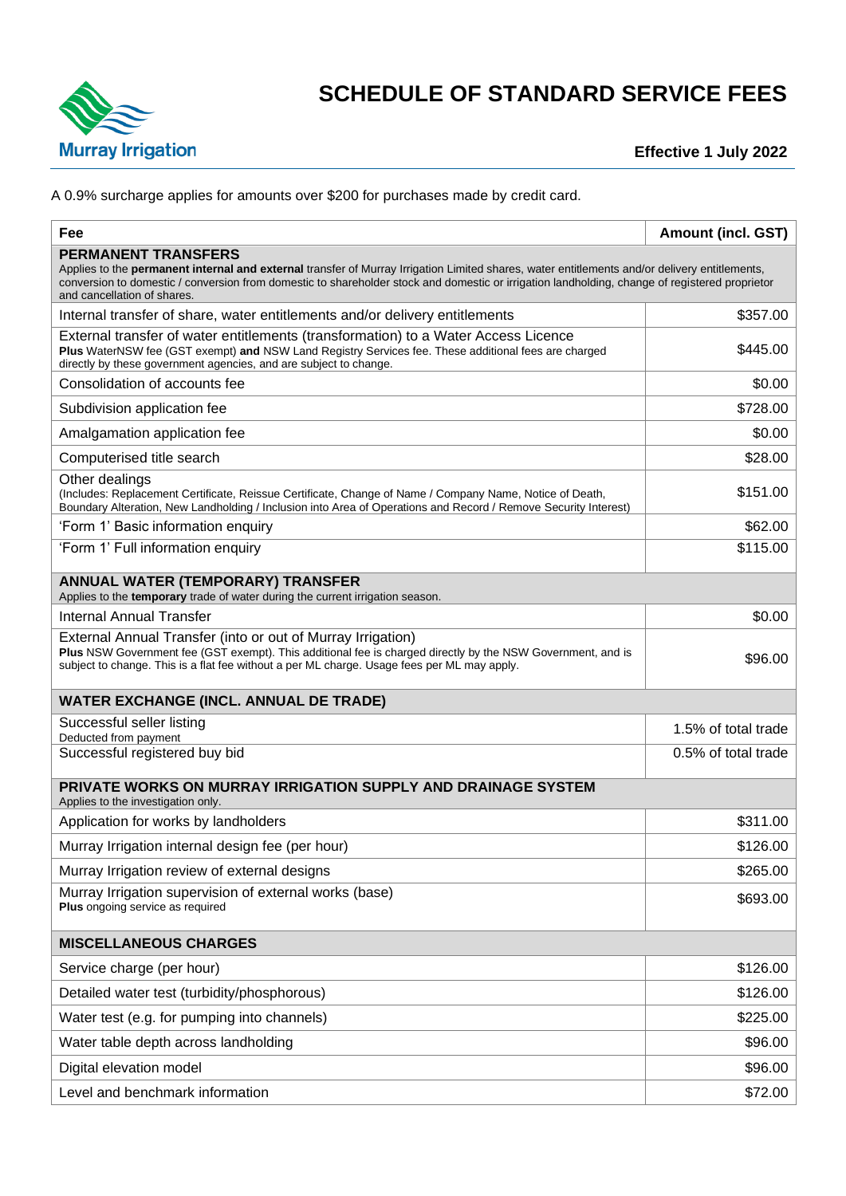# SCHEDULE OF STANDARD SERVICE FEES

Murray Irrigation

**Effective 1 July 2022**

A 0.9% surcharge applies for amounts over $200 for purchases made by credit card.

| Fee | Amount (incl. GST) |
|---|---|
| **PERMANENT TRANSFERS**<br>Applies to the **permanent internal and external** transfer of Murray Irrigation Limited shares, water entitlements and/or delivery entitlements, conversion to domestic / conversion from domestic to shareholder stock and domestic or irrigation landholding, change of registered proprietor and cancellation of shares. | |
| Internal transfer of share, water entitlements and/or delivery entitlements | $357.00 |
| External transfer of water entitlements (transformation) to a Water Access Licence<br>**Plus** WaterNSW fee (GST exempt) **and** NSW Land Registry Services fee. These additional fees are charged directly by these government agencies, and are subject to change. | $445.00 |
| Consolidation of accounts fee | $0.00 |
| Subdivision application fee | $728.00 |
| Amalgamation application fee | $0.00 |
| Computerised title search | $28.00 |
| Other dealings<br>(Includes: Replacement Certificate, Reissue Certificate, Change of Name / Company Name, Notice of Death, Boundary Alteration, New Landholding / Inclusion into Area of Operations and Record / Remove Security Interest) | $151.00 |
| 'Form 1' Basic information enquiry | $62.00 |
| 'Form 1' Full information enquiry | $115.00 |
| **ANNUAL WATER (TEMPORARY) TRANSFER**<br>Applies to the **temporary** trade of water during the current irrigation season. | |
| Internal Annual Transfer | $0.00 |
| External Annual Transfer (into or out of Murray Irrigation)<br>**Plus** NSW Government fee (GST exempt). This additional fee is charged directly by the NSW Government, and is subject to change. This is a flat fee without a per ML charge. Usage fees per ML may apply. | $96.00 |
| **WATER EXCHANGE (INCL. ANNUAL DE TRADE)** | |
| Successful seller listing<br>Deducted from payment | 1.5% of total trade |
| Successful registered buy bid | 0.5% of total trade |
| **PRIVATE WORKS ON MURRAY IRRIGATION SUPPLY AND DRAINAGE SYSTEM**<br>Applies to the investigation only. | |
| Application for works by landholders | $311.00 |
| Murray Irrigation internal design fee (per hour) | $126.00 |
| Murray Irrigation review of external designs | $265.00 |
| Murray Irrigation supervision of external works (base)<br>**Plus** ongoing service as required | $693.00 |
| **MISCELLANEOUS CHARGES** | |
| Service charge (per hour) | $126.00 |
| Detailed water test (turbidity/phosphorous) | $126.00 |
| Water test (e.g. for pumping into channels) | $225.00 |
| Water table depth across landholding | $96.00 |
| Digital elevation model | $96.00 |
| Level and benchmark information | $72.00 |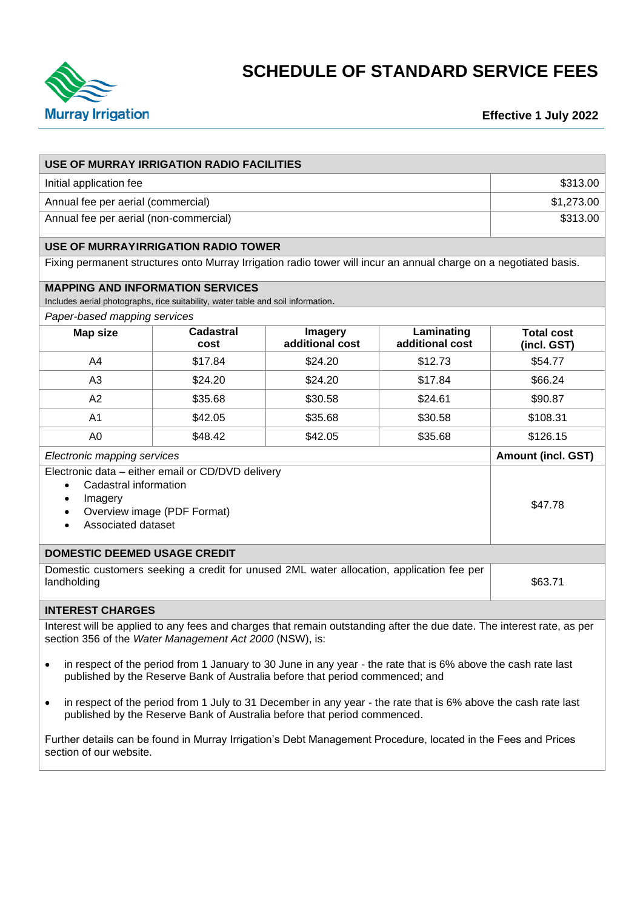# SCHEDULE OF STANDARD SERVICE FEES

Murray Irrigation

**Effective 1 July 2022**

| USE OF MURRAY IRRIGATION RADIO FACILITIES | |
|---|---|
| Initial application fee | $313.00 |
| Annual fee per aerial (commercial) | $1,273.00 |
| Annual fee per aerial (non-commercial) | $313.00 |

**USE OF MURRAYIRRIGATION RADIO TOWER**

Fixing permanent structures onto Murray Irrigation radio tower will incur an annual charge on a negotiated basis.

**MAPPING AND INFORMATION SERVICES**

Includes aerial photographs, rice suitability, water table and soil information.

*Paper-based mapping services*

| Map size | Cadastral cost | Imagery additional cost | Laminating additional cost | Total cost (incl. GST) |
|---|---|---|---|---|
| A4 | $17.84 | $24.20 | $12.73 | $54.77 |
| A3 | $24.20 | $24.20 | $17.84 | $66.24 |
| A2 | $35.68 | $30.58 | $24.61 | $90.87 |
| A1 | $42.05 | $35.68 | $30.58 | $108.31 |
| A0 | $48.42 | $42.05 | $35.68 | $126.15 |

| *Electronic mapping services* | **Amount (incl. GST)** |
|---|---|
| Electronic data – either email or CD/DVD delivery<br>• Cadastral information<br>• Imagery<br>• Overview image (PDF Format)<br>• Associated dataset | $47.78 |

| DOMESTIC DEEMED USAGE CREDIT | |
|---|---|
| Domestic customers seeking a credit for unused 2ML water allocation, application fee per landholding | $63.71 |

**INTEREST CHARGES**

Interest will be applied to any fees and charges that remain outstanding after the due date. The interest rate, as per section 356 of the *Water Management Act 2000* (NSW), is:

- in respect of the period from 1 January to 30 June in any year - the rate that is 6% above the cash rate last published by the Reserve Bank of Australia before that period commenced; and
- in respect of the period from 1 July to 31 December in any year - the rate that is 6% above the cash rate last published by the Reserve Bank of Australia before that period commenced.

Further details can be found in Murray Irrigation's Debt Management Procedure, located in the Fees and Prices section of our website.